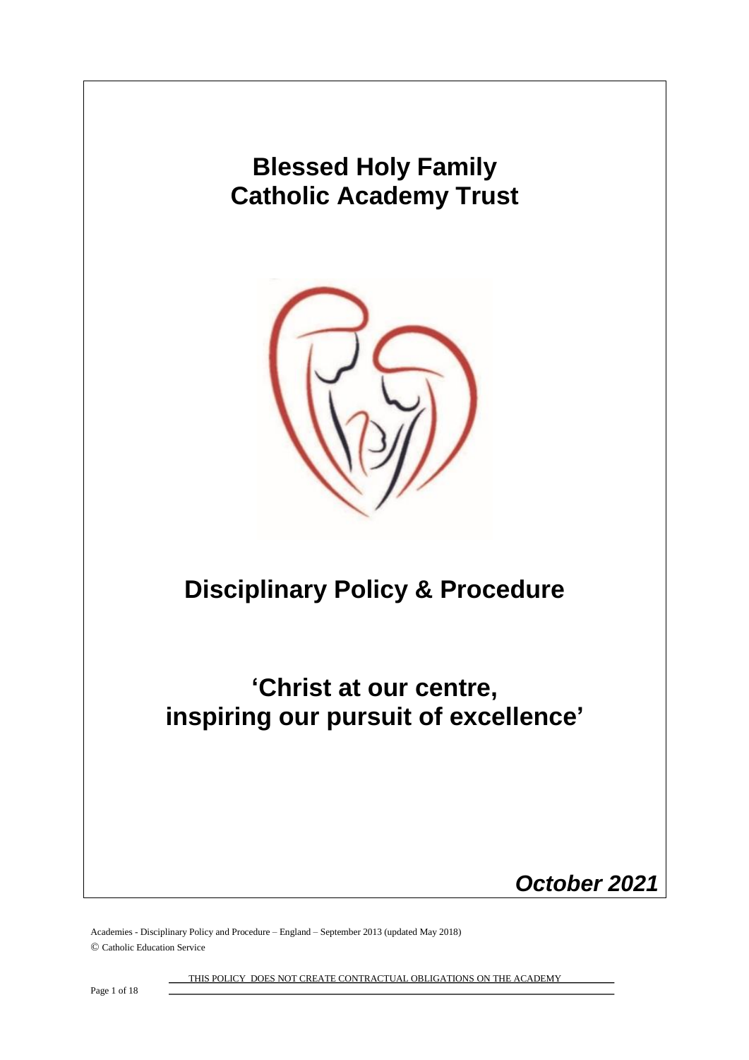# Blessed Holy Family Catholic Academy Trust

# Disciplinary Policy & Procedure

## 'Christ at our centre, inspiring our pursuit of excellence'

***October 2021***

Academies - Disciplinary Policy and Procedure – England – September 2013 (updated May 2018)
© Catholic Education Service

THIS POLICY DOES NOT CREATE CONTRACTUAL OBLIGATIONS ON THE ACADEMY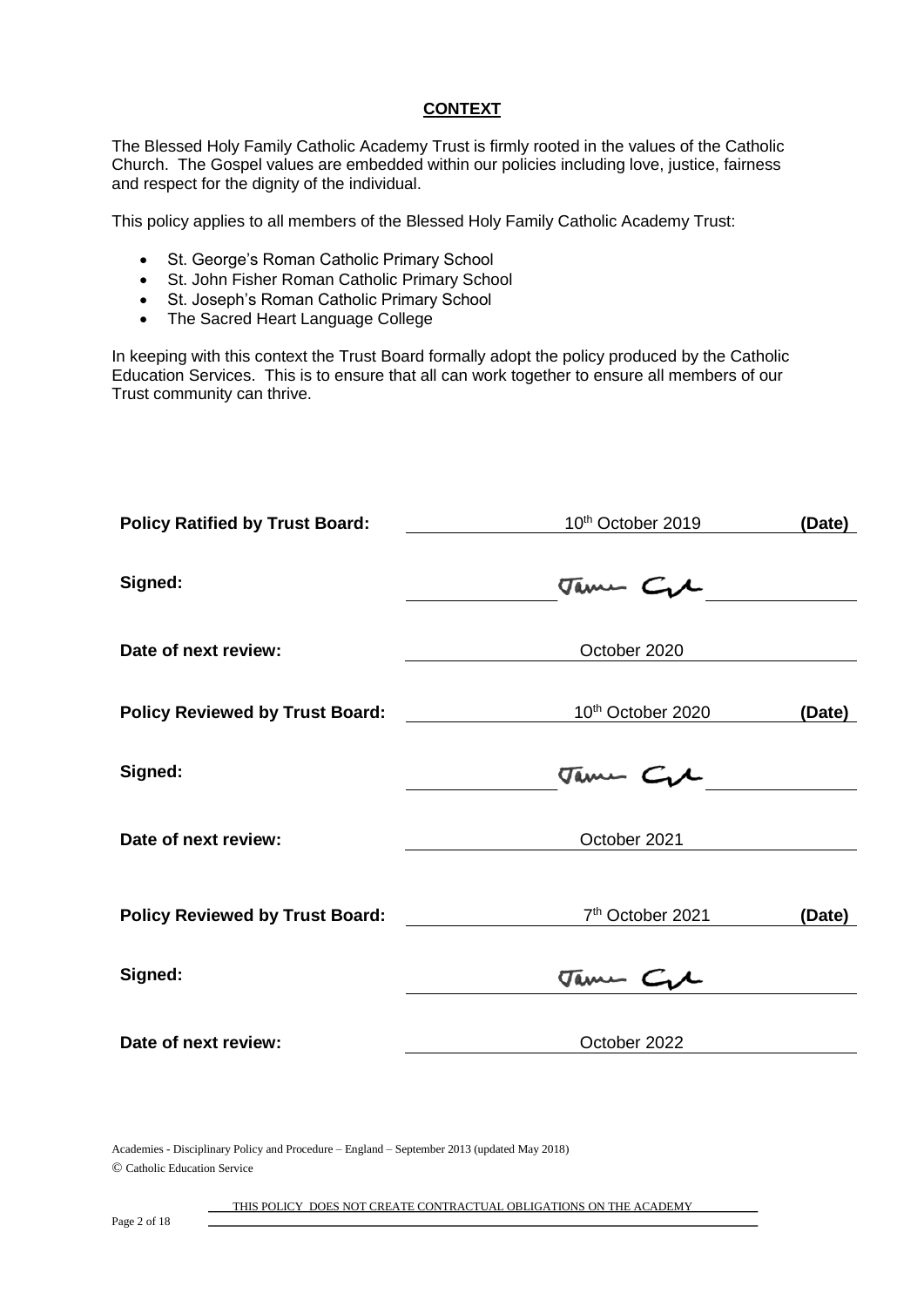## CONTEXT

The Blessed Holy Family Catholic Academy Trust is firmly rooted in the values of the Catholic Church. The Gospel values are embedded within our policies including love, justice, fairness and respect for the dignity of the individual.

This policy applies to all members of the Blessed Holy Family Catholic Academy Trust:

- St. George's Roman Catholic Primary School
- St. John Fisher Roman Catholic Primary School
- St. Joseph's Roman Catholic Primary School
- The Sacred Heart Language College

In keeping with this context the Trust Board formally adopt the policy produced by the Catholic Education Services. This is to ensure that all can work together to ensure all members of our Trust community can thrive.

| | | |
|---|---|---|
| **Policy Ratified by Trust Board:** | 10th October 2019 | **(Date)** |
| **Signed:** | James Gil | |
| **Date of next review:** | October 2020 | |
| **Policy Reviewed by Trust Board:** | 10th October 2020 | **(Date)** |
| **Signed:** | James Gil | |
| **Date of next review:** | October 2021 | |
| **Policy Reviewed by Trust Board:** | 7th October 2021 | **(Date)** |
| **Signed:** | James Gil | |
| **Date of next review:** | October 2022 | |

Academies - Disciplinary Policy and Procedure – England – September 2013 (updated May 2018)

© Catholic Education Service

THIS POLICY DOES NOT CREATE CONTRACTUAL OBLIGATIONS ON THE ACADEMY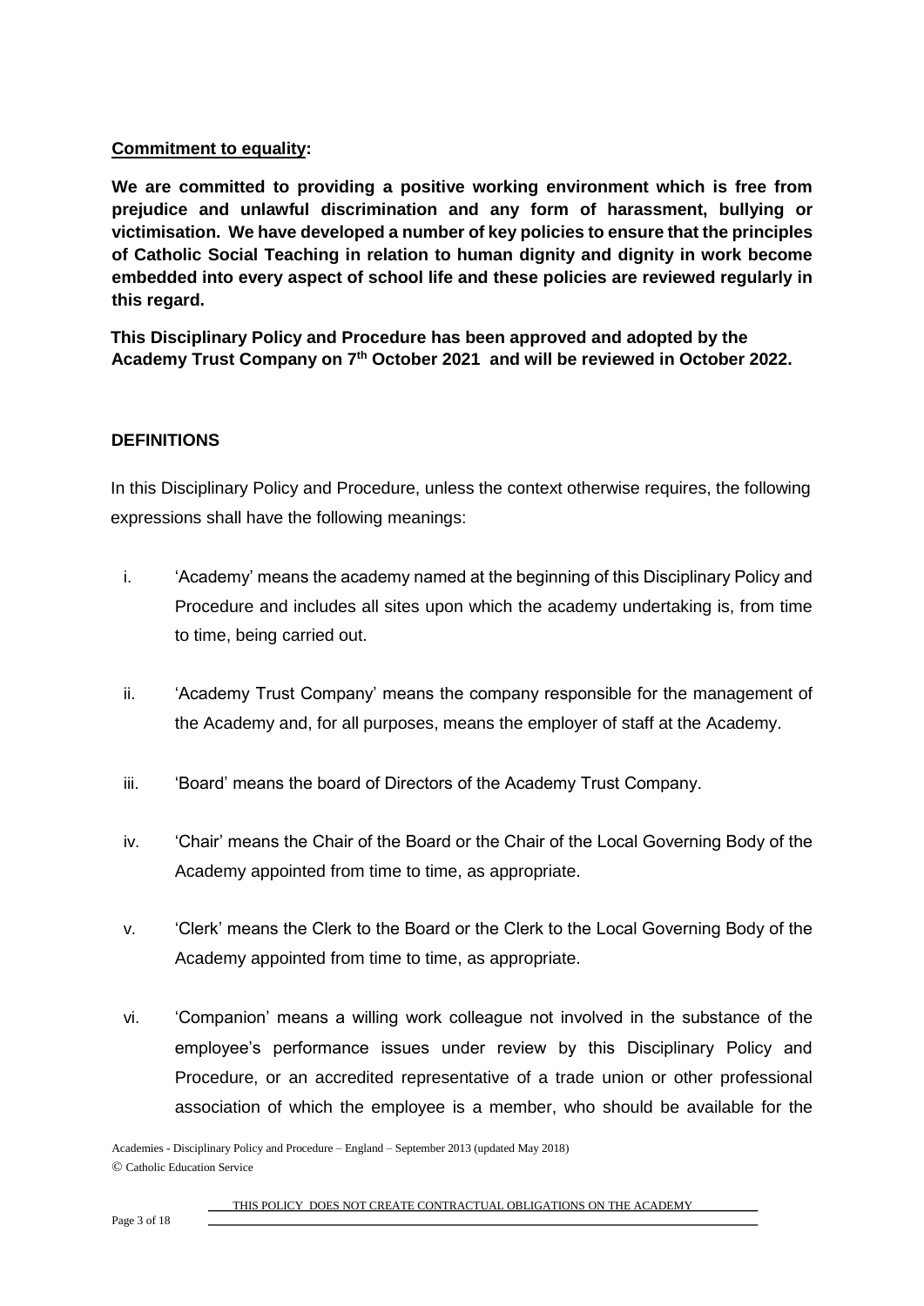**Commitment to equality:**

**We are committed to providing a positive working environment which is free from prejudice and unlawful discrimination and any form of harassment, bullying or victimisation. We have developed a number of key policies to ensure that the principles of Catholic Social Teaching in relation to human dignity and dignity in work become embedded into every aspect of school life and these policies are reviewed regularly in this regard.**

**This Disciplinary Policy and Procedure has been approved and adopted by the Academy Trust Company on 7th October 2021 and will be reviewed in October 2022.**

## DEFINITIONS

In this Disciplinary Policy and Procedure, unless the context otherwise requires, the following expressions shall have the following meanings:

i. 'Academy' means the academy named at the beginning of this Disciplinary Policy and Procedure and includes all sites upon which the academy undertaking is, from time to time, being carried out.

ii. 'Academy Trust Company' means the company responsible for the management of the Academy and, for all purposes, means the employer of staff at the Academy.

iii. 'Board' means the board of Directors of the Academy Trust Company.

iv. 'Chair' means the Chair of the Board or the Chair of the Local Governing Body of the Academy appointed from time to time, as appropriate.

v. 'Clerk' means the Clerk to the Board or the Clerk to the Local Governing Body of the Academy appointed from time to time, as appropriate.

vi. 'Companion' means a willing work colleague not involved in the substance of the employee's performance issues under review by this Disciplinary Policy and Procedure, or an accredited representative of a trade union or other professional association of which the employee is a member, who should be available for the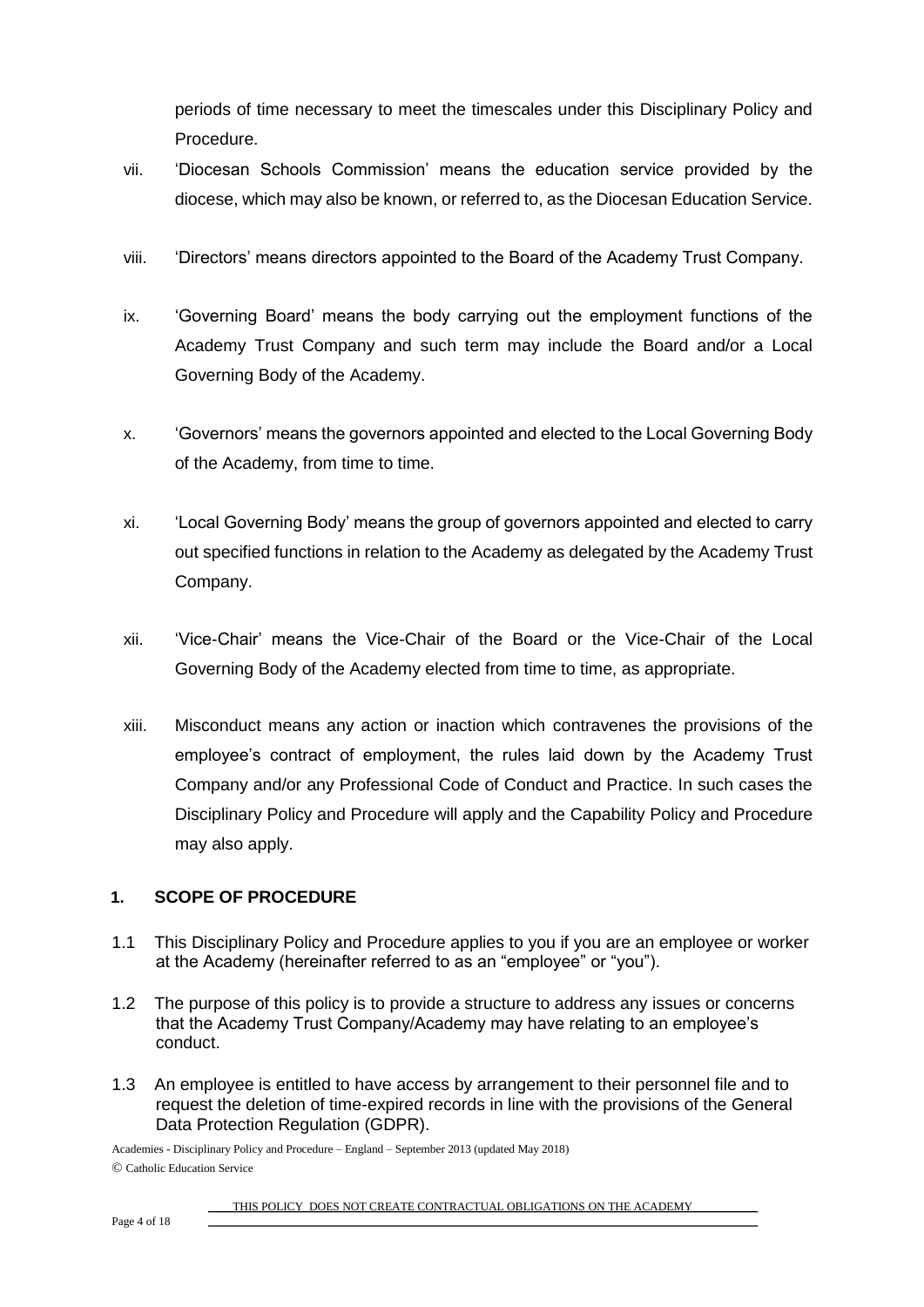periods of time necessary to meet the timescales under this Disciplinary Policy and Procedure.

vii. 'Diocesan Schools Commission' means the education service provided by the diocese, which may also be known, or referred to, as the Diocesan Education Service.

viii. 'Directors' means directors appointed to the Board of the Academy Trust Company.

ix. 'Governing Board' means the body carrying out the employment functions of the Academy Trust Company and such term may include the Board and/or a Local Governing Body of the Academy.

x. 'Governors' means the governors appointed and elected to the Local Governing Body of the Academy, from time to time.

xi. 'Local Governing Body' means the group of governors appointed and elected to carry out specified functions in relation to the Academy as delegated by the Academy Trust Company.

xii. 'Vice-Chair' means the Vice-Chair of the Board or the Vice-Chair of the Local Governing Body of the Academy elected from time to time, as appropriate.

xiii. Misconduct means any action or inaction which contravenes the provisions of the employee's contract of employment, the rules laid down by the Academy Trust Company and/or any Professional Code of Conduct and Practice. In such cases the Disciplinary Policy and Procedure will apply and the Capability Policy and Procedure may also apply.

## 1. SCOPE OF PROCEDURE

1.1 This Disciplinary Policy and Procedure applies to you if you are an employee or worker at the Academy (hereinafter referred to as an "employee" or "you").

1.2 The purpose of this policy is to provide a structure to address any issues or concerns that the Academy Trust Company/Academy may have relating to an employee's conduct.

1.3 An employee is entitled to have access by arrangement to their personnel file and to request the deletion of time-expired records in line with the provisions of the General Data Protection Regulation (GDPR).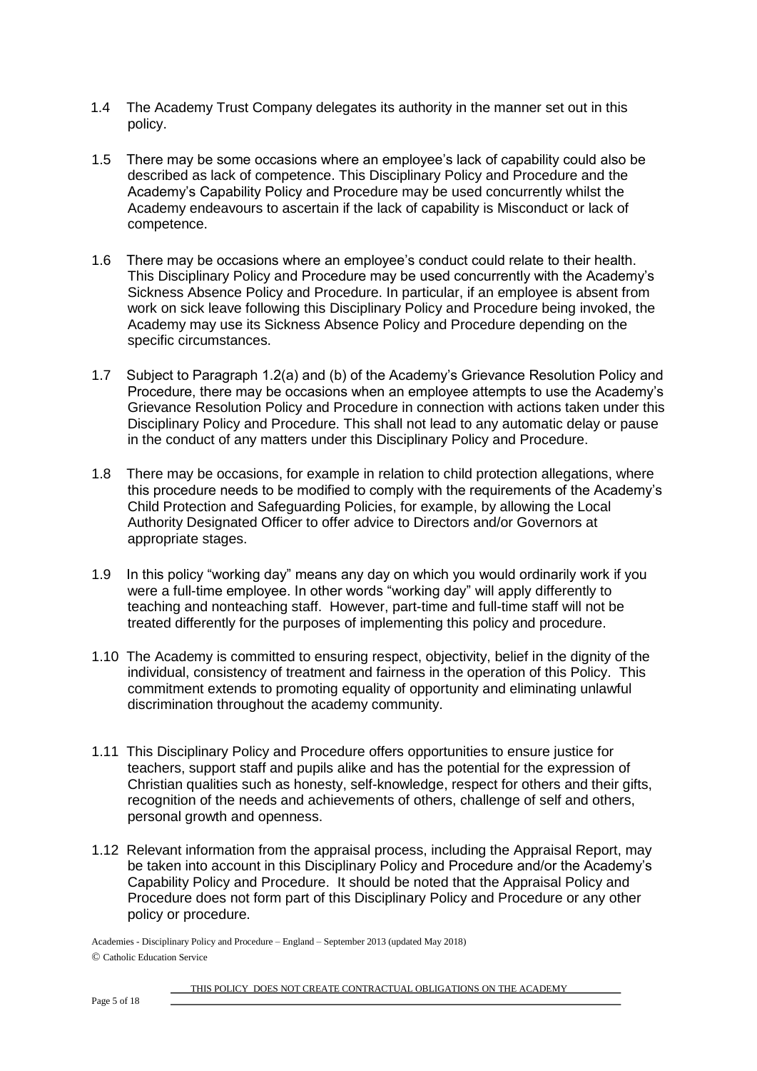1.4 The Academy Trust Company delegates its authority in the manner set out in this policy.

1.5 There may be some occasions where an employee's lack of capability could also be described as lack of competence. This Disciplinary Policy and Procedure and the Academy's Capability Policy and Procedure may be used concurrently whilst the Academy endeavours to ascertain if the lack of capability is Misconduct or lack of competence.

1.6 There may be occasions where an employee's conduct could relate to their health. This Disciplinary Policy and Procedure may be used concurrently with the Academy's Sickness Absence Policy and Procedure. In particular, if an employee is absent from work on sick leave following this Disciplinary Policy and Procedure being invoked, the Academy may use its Sickness Absence Policy and Procedure depending on the specific circumstances.

1.7 Subject to Paragraph 1.2(a) and (b) of the Academy's Grievance Resolution Policy and Procedure, there may be occasions when an employee attempts to use the Academy's Grievance Resolution Policy and Procedure in connection with actions taken under this Disciplinary Policy and Procedure. This shall not lead to any automatic delay or pause in the conduct of any matters under this Disciplinary Policy and Procedure.

1.8 There may be occasions, for example in relation to child protection allegations, where this procedure needs to be modified to comply with the requirements of the Academy's Child Protection and Safeguarding Policies, for example, by allowing the Local Authority Designated Officer to offer advice to Directors and/or Governors at appropriate stages.

1.9 In this policy "working day" means any day on which you would ordinarily work if you were a full-time employee. In other words "working day" will apply differently to teaching and nonteaching staff. However, part-time and full-time staff will not be treated differently for the purposes of implementing this policy and procedure.

1.10 The Academy is committed to ensuring respect, objectivity, belief in the dignity of the individual, consistency of treatment and fairness in the operation of this Policy. This commitment extends to promoting equality of opportunity and eliminating unlawful discrimination throughout the academy community.

1.11 This Disciplinary Policy and Procedure offers opportunities to ensure justice for teachers, support staff and pupils alike and has the potential for the expression of Christian qualities such as honesty, self-knowledge, respect for others and their gifts, recognition of the needs and achievements of others, challenge of self and others, personal growth and openness.

1.12 Relevant information from the appraisal process, including the Appraisal Report, may be taken into account in this Disciplinary Policy and Procedure and/or the Academy's Capability Policy and Procedure. It should be noted that the Appraisal Policy and Procedure does not form part of this Disciplinary Policy and Procedure or any other policy or procedure.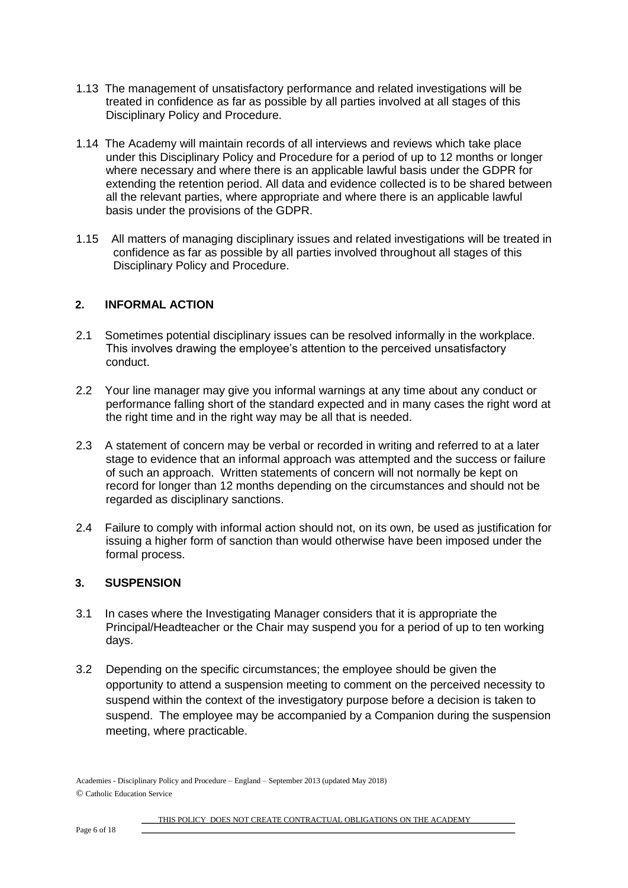1.13 The management of unsatisfactory performance and related investigations will be treated in confidence as far as possible by all parties involved at all stages of this Disciplinary Policy and Procedure.

1.14 The Academy will maintain records of all interviews and reviews which take place under this Disciplinary Policy and Procedure for a period of up to 12 months or longer where necessary and where there is an applicable lawful basis under the GDPR for extending the retention period. All data and evidence collected is to be shared between all the relevant parties, where appropriate and where there is an applicable lawful basis under the provisions of the GDPR.

1.15 All matters of managing disciplinary issues and related investigations will be treated in confidence as far as possible by all parties involved throughout all stages of this Disciplinary Policy and Procedure.

## 2. INFORMAL ACTION

2.1 Sometimes potential disciplinary issues can be resolved informally in the workplace. This involves drawing the employee's attention to the perceived unsatisfactory conduct.

2.2 Your line manager may give you informal warnings at any time about any conduct or performance falling short of the standard expected and in many cases the right word at the right time and in the right way may be all that is needed.

2.3 A statement of concern may be verbal or recorded in writing and referred to at a later stage to evidence that an informal approach was attempted and the success or failure of such an approach. Written statements of concern will not normally be kept on record for longer than 12 months depending on the circumstances and should not be regarded as disciplinary sanctions.

2.4 Failure to comply with informal action should not, on its own, be used as justification for issuing a higher form of sanction than would otherwise have been imposed under the formal process.

## 3. SUSPENSION

3.1 In cases where the Investigating Manager considers that it is appropriate the Principal/Headteacher or the Chair may suspend you for a period of up to ten working days.

3.2 Depending on the specific circumstances; the employee should be given the opportunity to attend a suspension meeting to comment on the perceived necessity to suspend within the context of the investigatory purpose before a decision is taken to suspend. The employee may be accompanied by a Companion during the suspension meeting, where practicable.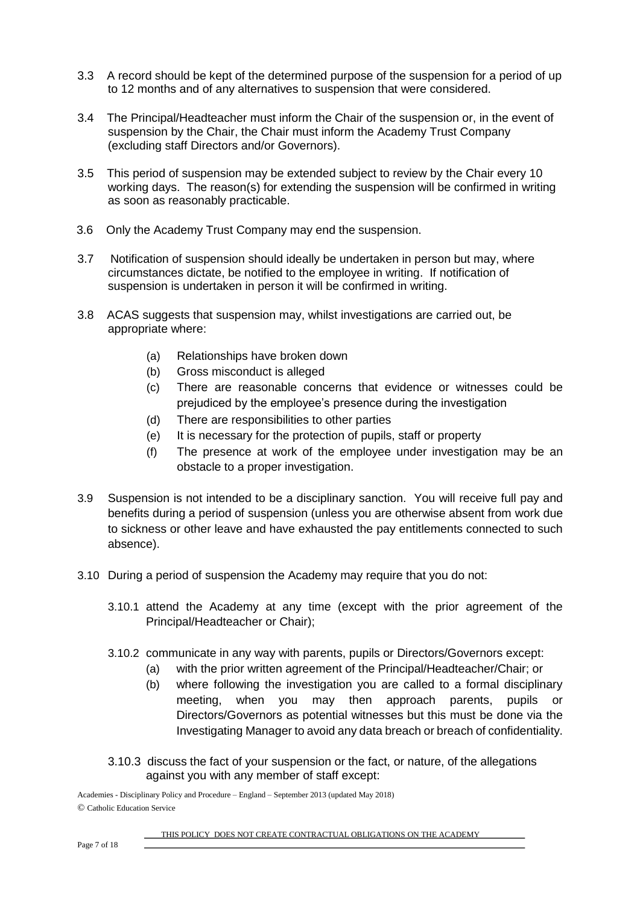3.3 A record should be kept of the determined purpose of the suspension for a period of up to 12 months and of any alternatives to suspension that were considered.

3.4 The Principal/Headteacher must inform the Chair of the suspension or, in the event of suspension by the Chair, the Chair must inform the Academy Trust Company (excluding staff Directors and/or Governors).

3.5 This period of suspension may be extended subject to review by the Chair every 10 working days. The reason(s) for extending the suspension will be confirmed in writing as soon as reasonably practicable.

3.6 Only the Academy Trust Company may end the suspension.

3.7 Notification of suspension should ideally be undertaken in person but may, where circumstances dictate, be notified to the employee in writing. If notification of suspension is undertaken in person it will be confirmed in writing.

3.8 ACAS suggests that suspension may, whilst investigations are carried out, be appropriate where:

(a) Relationships have broken down
(b) Gross misconduct is alleged
(c) There are reasonable concerns that evidence or witnesses could be prejudiced by the employee's presence during the investigation
(d) There are responsibilities to other parties
(e) It is necessary for the protection of pupils, staff or property
(f) The presence at work of the employee under investigation may be an obstacle to a proper investigation.

3.9 Suspension is not intended to be a disciplinary sanction. You will receive full pay and benefits during a period of suspension (unless you are otherwise absent from work due to sickness or other leave and have exhausted the pay entitlements connected to such absence).

3.10 During a period of suspension the Academy may require that you do not:

3.10.1 attend the Academy at any time (except with the prior agreement of the Principal/Headteacher or Chair);

3.10.2 communicate in any way with parents, pupils or Directors/Governors except:
(a) with the prior written agreement of the Principal/Headteacher/Chair; or
(b) where following the investigation you are called to a formal disciplinary meeting, when you may then approach parents, pupils or Directors/Governors as potential witnesses but this must be done via the Investigating Manager to avoid any data breach or breach of confidentiality.

3.10.3 discuss the fact of your suspension or the fact, or nature, of the allegations against you with any member of staff except: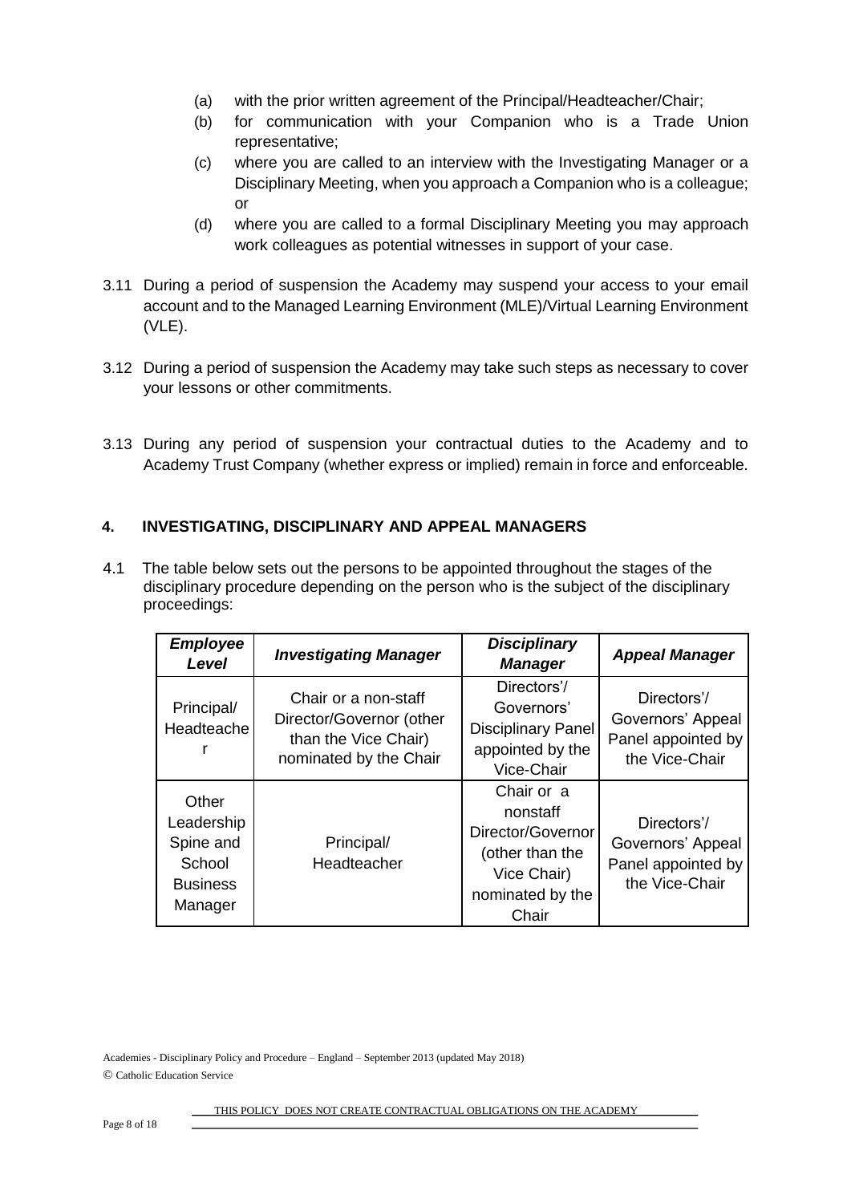(a) with the prior written agreement of the Principal/Headteacher/Chair;
(b) for communication with your Companion who is a Trade Union representative;
(c) where you are called to an interview with the Investigating Manager or a Disciplinary Meeting, when you approach a Companion who is a colleague; or
(d) where you are called to a formal Disciplinary Meeting you may approach work colleagues as potential witnesses in support of your case.

3.11 During a period of suspension the Academy may suspend your access to your email account and to the Managed Learning Environment (MLE)/Virtual Learning Environment (VLE).

3.12 During a period of suspension the Academy may take such steps as necessary to cover your lessons or other commitments.

3.13 During any period of suspension your contractual duties to the Academy and to Academy Trust Company (whether express or implied) remain in force and enforceable.

## 4. INVESTIGATING, DISCIPLINARY AND APPEAL MANAGERS

4.1 The table below sets out the persons to be appointed throughout the stages of the disciplinary procedure depending on the person who is the subject of the disciplinary proceedings:

| ***Employee Level*** | ***Investigating Manager*** | ***Disciplinary Manager*** | ***Appeal Manager*** |
|---|---|---|---|
| Principal/ Headteacher | Chair or a non-staff Director/Governor (other than the Vice Chair) nominated by the Chair | Directors'/ Governors' Disciplinary Panel appointed by the Vice-Chair | Directors'/ Governors' Appeal Panel appointed by the Vice-Chair |
| Other Leadership Spine and School Business Manager | Principal/ Headteacher | Chair or a nonstaff Director/Governor (other than the Vice Chair) nominated by the Chair | Directors'/ Governors' Appeal Panel appointed by the Vice-Chair |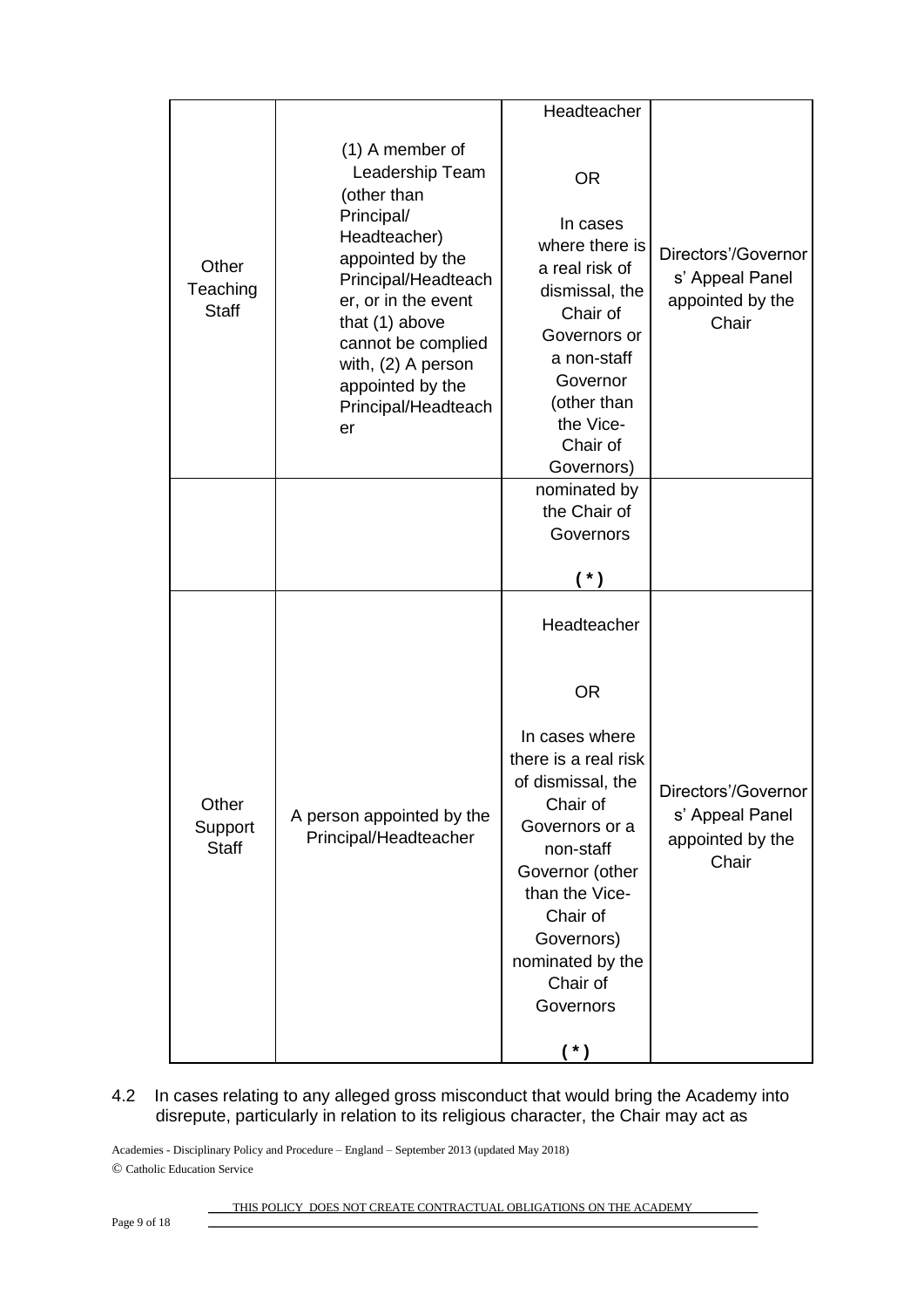| | | | |
|---|---|---|---|
| Other Teaching Staff | (1) A member of Leadership Team (other than Principal/ Headteacher) appointed by the Principal/Headteacher, or in the event that (1) above cannot be complied with, (2) A person appointed by the Principal/Headteacher | Headteacher<br><br>OR<br><br>In cases where there is a real risk of dismissal, the Chair of Governors or a non-staff Governor (other than the Vice-Chair of Governors) nominated by the Chair of Governors<br><br>( * ) | Directors'/Governors' Appeal Panel appointed by the Chair |
| Other Support Staff | A person appointed by the Principal/Headteacher | Headteacher<br><br>OR<br><br>In cases where there is a real risk of dismissal, the Chair of Governors or a non-staff Governor (other than the Vice-Chair of Governors) nominated by the Chair of Governors<br><br>( * ) | Directors'/Governors' Appeal Panel appointed by the Chair |

4.2 In cases relating to any alleged gross misconduct that would bring the Academy into disrepute, particularly in relation to its religious character, the Chair may act as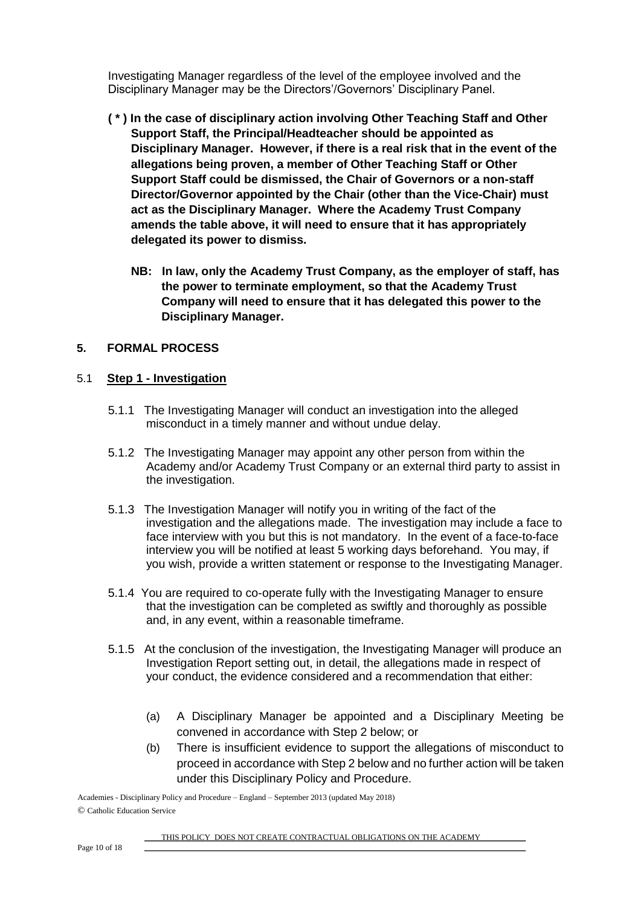Investigating Manager regardless of the level of the employee involved and the Disciplinary Manager may be the Directors'/Governors' Disciplinary Panel.

**( * ) In the case of disciplinary action involving Other Teaching Staff and Other Support Staff, the Principal/Headteacher should be appointed as Disciplinary Manager. However, if there is a real risk that in the event of the allegations being proven, a member of Other Teaching Staff or Other Support Staff could be dismissed, the Chair of Governors or a non-staff Director/Governor appointed by the Chair (other than the Vice-Chair) must act as the Disciplinary Manager. Where the Academy Trust Company amends the table above, it will need to ensure that it has appropriately delegated its power to dismiss.**

**NB: In law, only the Academy Trust Company, as the employer of staff, has the power to terminate employment, so that the Academy Trust Company will need to ensure that it has delegated this power to the Disciplinary Manager.**

## 5. FORMAL PROCESS

### 5.1 Step 1 - Investigation

5.1.1 The Investigating Manager will conduct an investigation into the alleged misconduct in a timely manner and without undue delay.

5.1.2 The Investigating Manager may appoint any other person from within the Academy and/or Academy Trust Company or an external third party to assist in the investigation.

5.1.3 The Investigation Manager will notify you in writing of the fact of the investigation and the allegations made. The investigation may include a face to face interview with you but this is not mandatory. In the event of a face-to-face interview you will be notified at least 5 working days beforehand. You may, if you wish, provide a written statement or response to the Investigating Manager.

5.1.4 You are required to co-operate fully with the Investigating Manager to ensure that the investigation can be completed as swiftly and thoroughly as possible and, in any event, within a reasonable timeframe.

5.1.5 At the conclusion of the investigation, the Investigating Manager will produce an Investigation Report setting out, in detail, the allegations made in respect of your conduct, the evidence considered and a recommendation that either:

(a) A Disciplinary Manager be appointed and a Disciplinary Meeting be convened in accordance with Step 2 below; or

(b) There is insufficient evidence to support the allegations of misconduct to proceed in accordance with Step 2 below and no further action will be taken under this Disciplinary Policy and Procedure.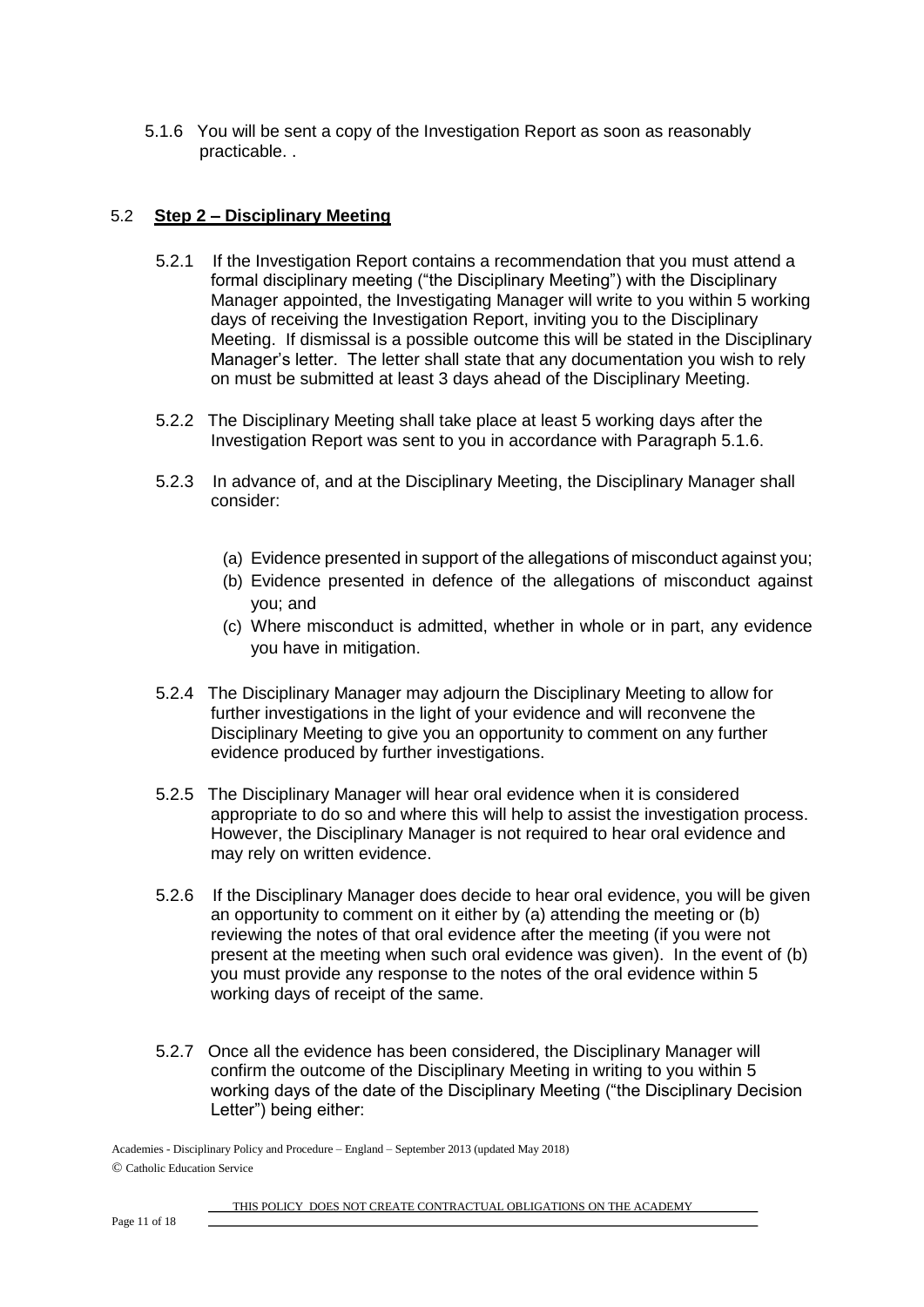5.1.6 You will be sent a copy of the Investigation Report as soon as reasonably practicable. .

## 5.2 **Step 2 – Disciplinary Meeting**

5.2.1 If the Investigation Report contains a recommendation that you must attend a formal disciplinary meeting ("the Disciplinary Meeting") with the Disciplinary Manager appointed, the Investigating Manager will write to you within 5 working days of receiving the Investigation Report, inviting you to the Disciplinary Meeting. If dismissal is a possible outcome this will be stated in the Disciplinary Manager's letter. The letter shall state that any documentation you wish to rely on must be submitted at least 3 days ahead of the Disciplinary Meeting.

5.2.2 The Disciplinary Meeting shall take place at least 5 working days after the Investigation Report was sent to you in accordance with Paragraph 5.1.6.

5.2.3 In advance of, and at the Disciplinary Meeting, the Disciplinary Manager shall consider:

(a) Evidence presented in support of the allegations of misconduct against you;
(b) Evidence presented in defence of the allegations of misconduct against you; and
(c) Where misconduct is admitted, whether in whole or in part, any evidence you have in mitigation.

5.2.4 The Disciplinary Manager may adjourn the Disciplinary Meeting to allow for further investigations in the light of your evidence and will reconvene the Disciplinary Meeting to give you an opportunity to comment on any further evidence produced by further investigations.

5.2.5 The Disciplinary Manager will hear oral evidence when it is considered appropriate to do so and where this will help to assist the investigation process. However, the Disciplinary Manager is not required to hear oral evidence and may rely on written evidence.

5.2.6 If the Disciplinary Manager does decide to hear oral evidence, you will be given an opportunity to comment on it either by (a) attending the meeting or (b) reviewing the notes of that oral evidence after the meeting (if you were not present at the meeting when such oral evidence was given). In the event of (b) you must provide any response to the notes of the oral evidence within 5 working days of receipt of the same.

5.2.7 Once all the evidence has been considered, the Disciplinary Manager will confirm the outcome of the Disciplinary Meeting in writing to you within 5 working days of the date of the Disciplinary Meeting ("the Disciplinary Decision Letter") being either: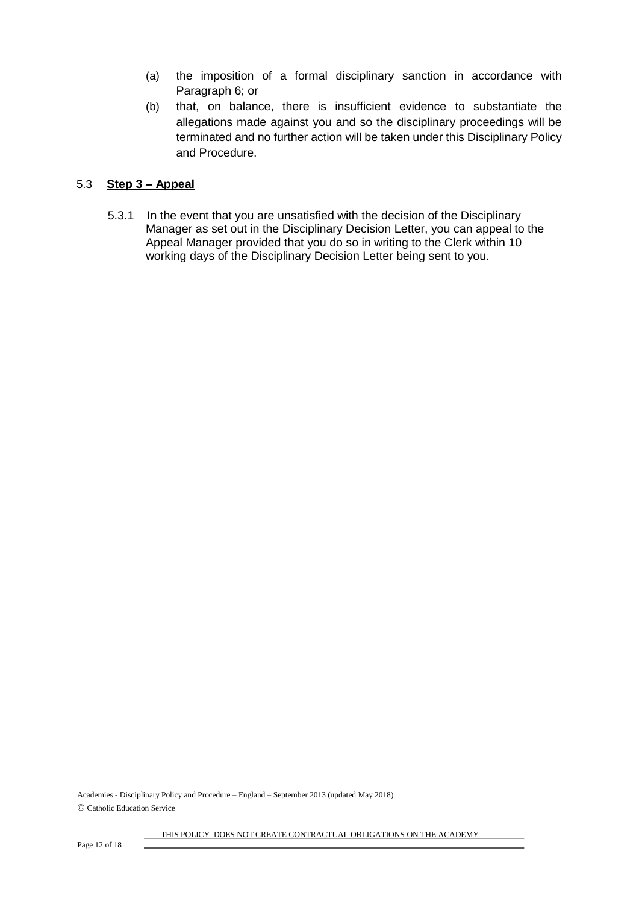(a) the imposition of a formal disciplinary sanction in accordance with Paragraph 6; or

(b) that, on balance, there is insufficient evidence to substantiate the allegations made against you and so the disciplinary proceedings will be terminated and no further action will be taken under this Disciplinary Policy and Procedure.

5.3 **Step 3 – Appeal**

5.3.1 In the event that you are unsatisfied with the decision of the Disciplinary Manager as set out in the Disciplinary Decision Letter, you can appeal to the Appeal Manager provided that you do so in writing to the Clerk within 10 working days of the Disciplinary Decision Letter being sent to you.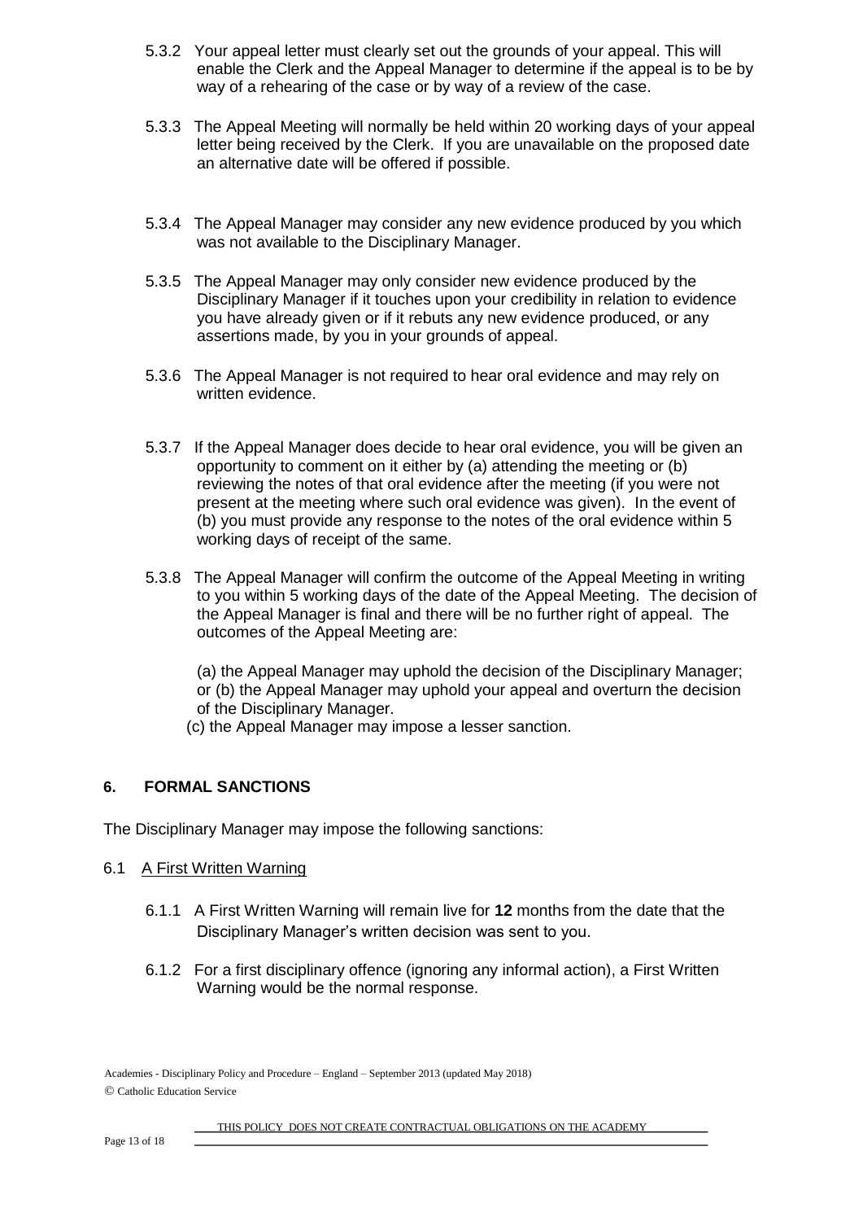5.3.2 Your appeal letter must clearly set out the grounds of your appeal. This will enable the Clerk and the Appeal Manager to determine if the appeal is to be by way of a rehearing of the case or by way of a review of the case.

5.3.3 The Appeal Meeting will normally be held within 20 working days of your appeal letter being received by the Clerk. If you are unavailable on the proposed date an alternative date will be offered if possible.

5.3.4 The Appeal Manager may consider any new evidence produced by you which was not available to the Disciplinary Manager.

5.3.5 The Appeal Manager may only consider new evidence produced by the Disciplinary Manager if it touches upon your credibility in relation to evidence you have already given or if it rebuts any new evidence produced, or any assertions made, by you in your grounds of appeal.

5.3.6 The Appeal Manager is not required to hear oral evidence and may rely on written evidence.

5.3.7 If the Appeal Manager does decide to hear oral evidence, you will be given an opportunity to comment on it either by (a) attending the meeting or (b) reviewing the notes of that oral evidence after the meeting (if you were not present at the meeting where such oral evidence was given). In the event of (b) you must provide any response to the notes of the oral evidence within 5 working days of receipt of the same.

5.3.8 The Appeal Manager will confirm the outcome of the Appeal Meeting in writing to you within 5 working days of the date of the Appeal Meeting. The decision of the Appeal Manager is final and there will be no further right of appeal. The outcomes of the Appeal Meeting are:

(a) the Appeal Manager may uphold the decision of the Disciplinary Manager; or (b) the Appeal Manager may uphold your appeal and overturn the decision of the Disciplinary Manager.
(c) the Appeal Manager may impose a lesser sanction.

## 6. FORMAL SANCTIONS

The Disciplinary Manager may impose the following sanctions:

6.1 A First Written Warning

6.1.1 A First Written Warning will remain live for **12** months from the date that the Disciplinary Manager's written decision was sent to you.

6.1.2 For a first disciplinary offence (ignoring any informal action), a First Written Warning would be the normal response.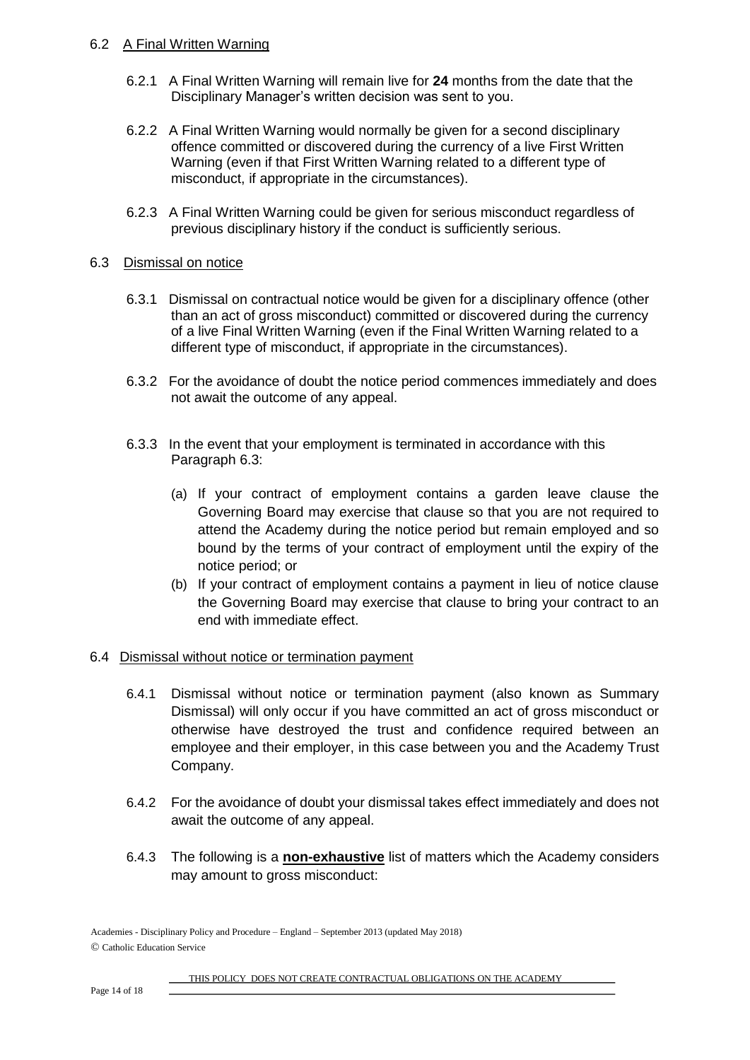### 6.2 A Final Written Warning

6.2.1 A Final Written Warning will remain live for **24** months from the date that the Disciplinary Manager's written decision was sent to you.

6.2.2 A Final Written Warning would normally be given for a second disciplinary offence committed or discovered during the currency of a live First Written Warning (even if that First Written Warning related to a different type of misconduct, if appropriate in the circumstances).

6.2.3 A Final Written Warning could be given for serious misconduct regardless of previous disciplinary history if the conduct is sufficiently serious.

### 6.3 Dismissal on notice

6.3.1 Dismissal on contractual notice would be given for a disciplinary offence (other than an act of gross misconduct) committed or discovered during the currency of a live Final Written Warning (even if the Final Written Warning related to a different type of misconduct, if appropriate in the circumstances).

6.3.2 For the avoidance of doubt the notice period commences immediately and does not await the outcome of any appeal.

6.3.3 In the event that your employment is terminated in accordance with this Paragraph 6.3:

(a) If your contract of employment contains a garden leave clause the Governing Board may exercise that clause so that you are not required to attend the Academy during the notice period but remain employed and so bound by the terms of your contract of employment until the expiry of the notice period; or

(b) If your contract of employment contains a payment in lieu of notice clause the Governing Board may exercise that clause to bring your contract to an end with immediate effect.

### 6.4 Dismissal without notice or termination payment

6.4.1 Dismissal without notice or termination payment (also known as Summary Dismissal) will only occur if you have committed an act of gross misconduct or otherwise have destroyed the trust and confidence required between an employee and their employer, in this case between you and the Academy Trust Company.

6.4.2 For the avoidance of doubt your dismissal takes effect immediately and does not await the outcome of any appeal.

6.4.3 The following is a **non-exhaustive** list of matters which the Academy considers may amount to gross misconduct: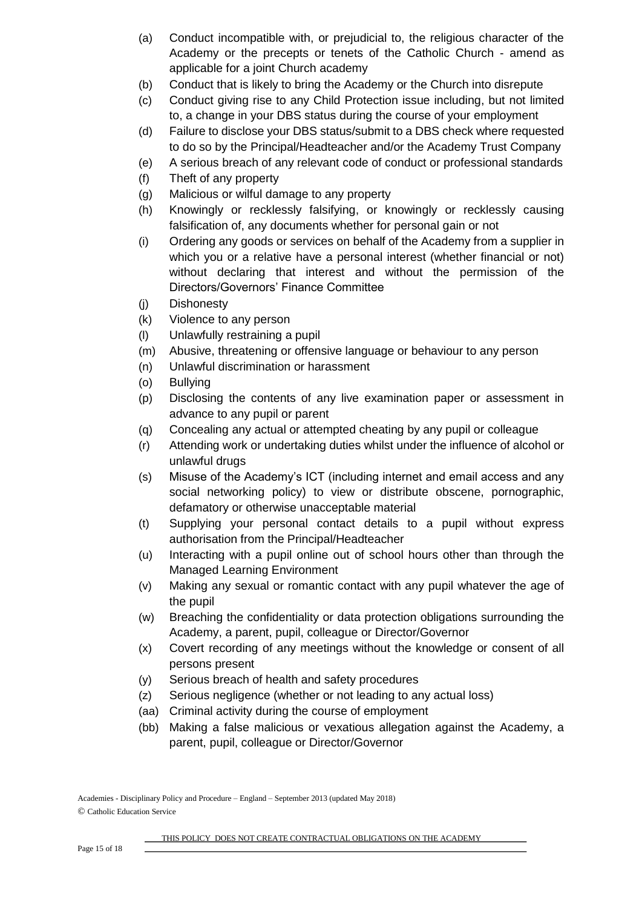(a) Conduct incompatible with, or prejudicial to, the religious character of the Academy or the precepts or tenets of the Catholic Church - amend as applicable for a joint Church academy

(b) Conduct that is likely to bring the Academy or the Church into disrepute

(c) Conduct giving rise to any Child Protection issue including, but not limited to, a change in your DBS status during the course of your employment

(d) Failure to disclose your DBS status/submit to a DBS check where requested to do so by the Principal/Headteacher and/or the Academy Trust Company

(e) A serious breach of any relevant code of conduct or professional standards

(f) Theft of any property

(g) Malicious or wilful damage to any property

(h) Knowingly or recklessly falsifying, or knowingly or recklessly causing falsification of, any documents whether for personal gain or not

(i) Ordering any goods or services on behalf of the Academy from a supplier in which you or a relative have a personal interest (whether financial or not) without declaring that interest and without the permission of the Directors/Governors' Finance Committee

(j) Dishonesty

(k) Violence to any person

(l) Unlawfully restraining a pupil

(m) Abusive, threatening or offensive language or behaviour to any person

(n) Unlawful discrimination or harassment

(o) Bullying

(p) Disclosing the contents of any live examination paper or assessment in advance to any pupil or parent

(q) Concealing any actual or attempted cheating by any pupil or colleague

(r) Attending work or undertaking duties whilst under the influence of alcohol or unlawful drugs

(s) Misuse of the Academy's ICT (including internet and email access and any social networking policy) to view or distribute obscene, pornographic, defamatory or otherwise unacceptable material

(t) Supplying your personal contact details to a pupil without express authorisation from the Principal/Headteacher

(u) Interacting with a pupil online out of school hours other than through the Managed Learning Environment

(v) Making any sexual or romantic contact with any pupil whatever the age of the pupil

(w) Breaching the confidentiality or data protection obligations surrounding the Academy, a parent, pupil, colleague or Director/Governor

(x) Covert recording of any meetings without the knowledge or consent of all persons present

(y) Serious breach of health and safety procedures

(z) Serious negligence (whether or not leading to any actual loss)

(aa) Criminal activity during the course of employment

(bb) Making a false malicious or vexatious allegation against the Academy, a parent, pupil, colleague or Director/Governor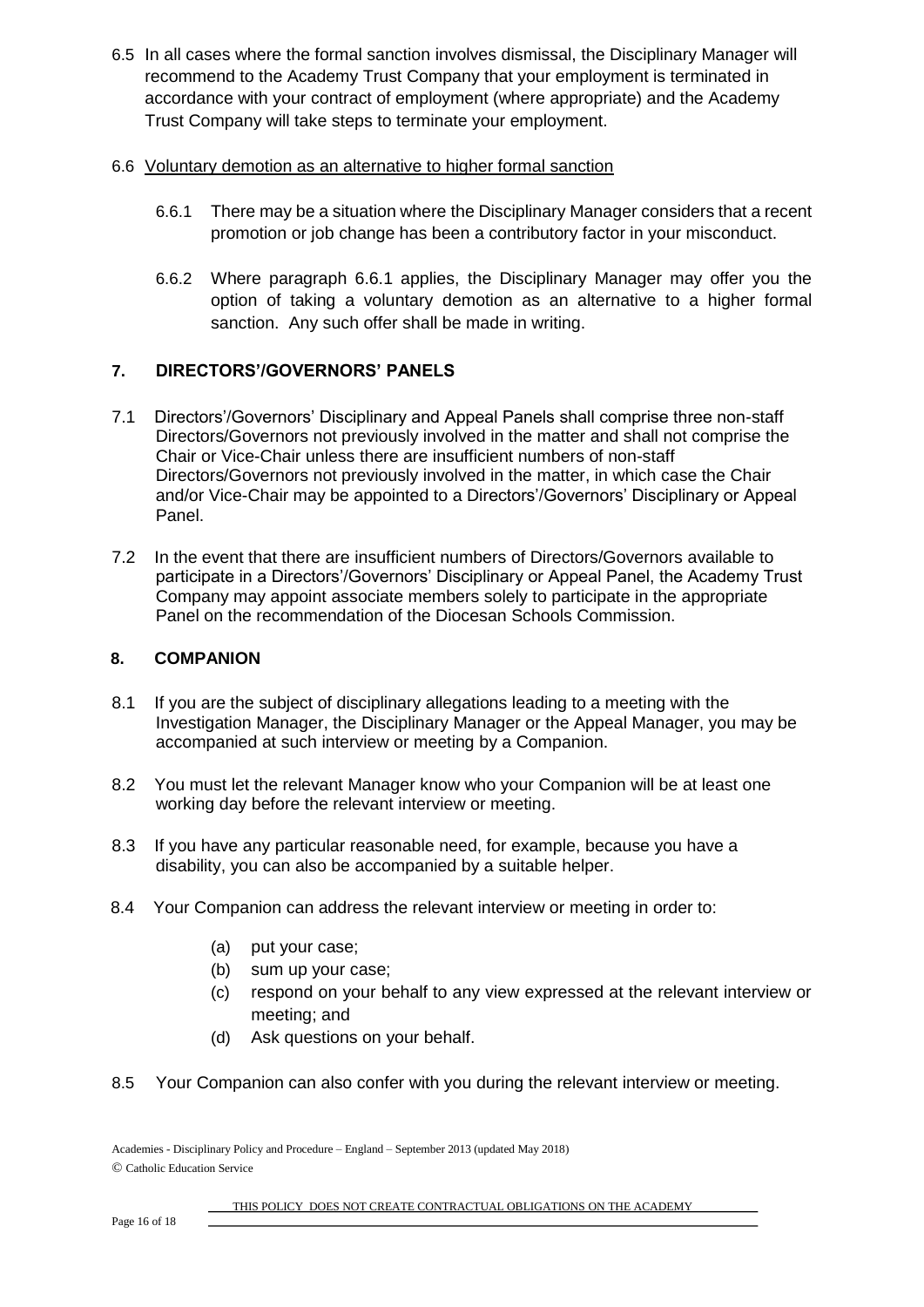6.5 In all cases where the formal sanction involves dismissal, the Disciplinary Manager will recommend to the Academy Trust Company that your employment is terminated in accordance with your contract of employment (where appropriate) and the Academy Trust Company will take steps to terminate your employment.

6.6 Voluntary demotion as an alternative to higher formal sanction

6.6.1 There may be a situation where the Disciplinary Manager considers that a recent promotion or job change has been a contributory factor in your misconduct.

6.6.2 Where paragraph 6.6.1 applies, the Disciplinary Manager may offer you the option of taking a voluntary demotion as an alternative to a higher formal sanction. Any such offer shall be made in writing.

## 7. DIRECTORS'/GOVERNORS' PANELS

7.1 Directors'/Governors' Disciplinary and Appeal Panels shall comprise three non-staff Directors/Governors not previously involved in the matter and shall not comprise the Chair or Vice-Chair unless there are insufficient numbers of non-staff Directors/Governors not previously involved in the matter, in which case the Chair and/or Vice-Chair may be appointed to a Directors'/Governors' Disciplinary or Appeal Panel.

7.2 In the event that there are insufficient numbers of Directors/Governors available to participate in a Directors'/Governors' Disciplinary or Appeal Panel, the Academy Trust Company may appoint associate members solely to participate in the appropriate Panel on the recommendation of the Diocesan Schools Commission.

## 8. COMPANION

8.1 If you are the subject of disciplinary allegations leading to a meeting with the Investigation Manager, the Disciplinary Manager or the Appeal Manager, you may be accompanied at such interview or meeting by a Companion.

8.2 You must let the relevant Manager know who your Companion will be at least one working day before the relevant interview or meeting.

8.3 If you have any particular reasonable need, for example, because you have a disability, you can also be accompanied by a suitable helper.

8.4 Your Companion can address the relevant interview or meeting in order to:

(a) put your case;
(b) sum up your case;
(c) respond on your behalf to any view expressed at the relevant interview or meeting; and
(d) Ask questions on your behalf.

8.5 Your Companion can also confer with you during the relevant interview or meeting.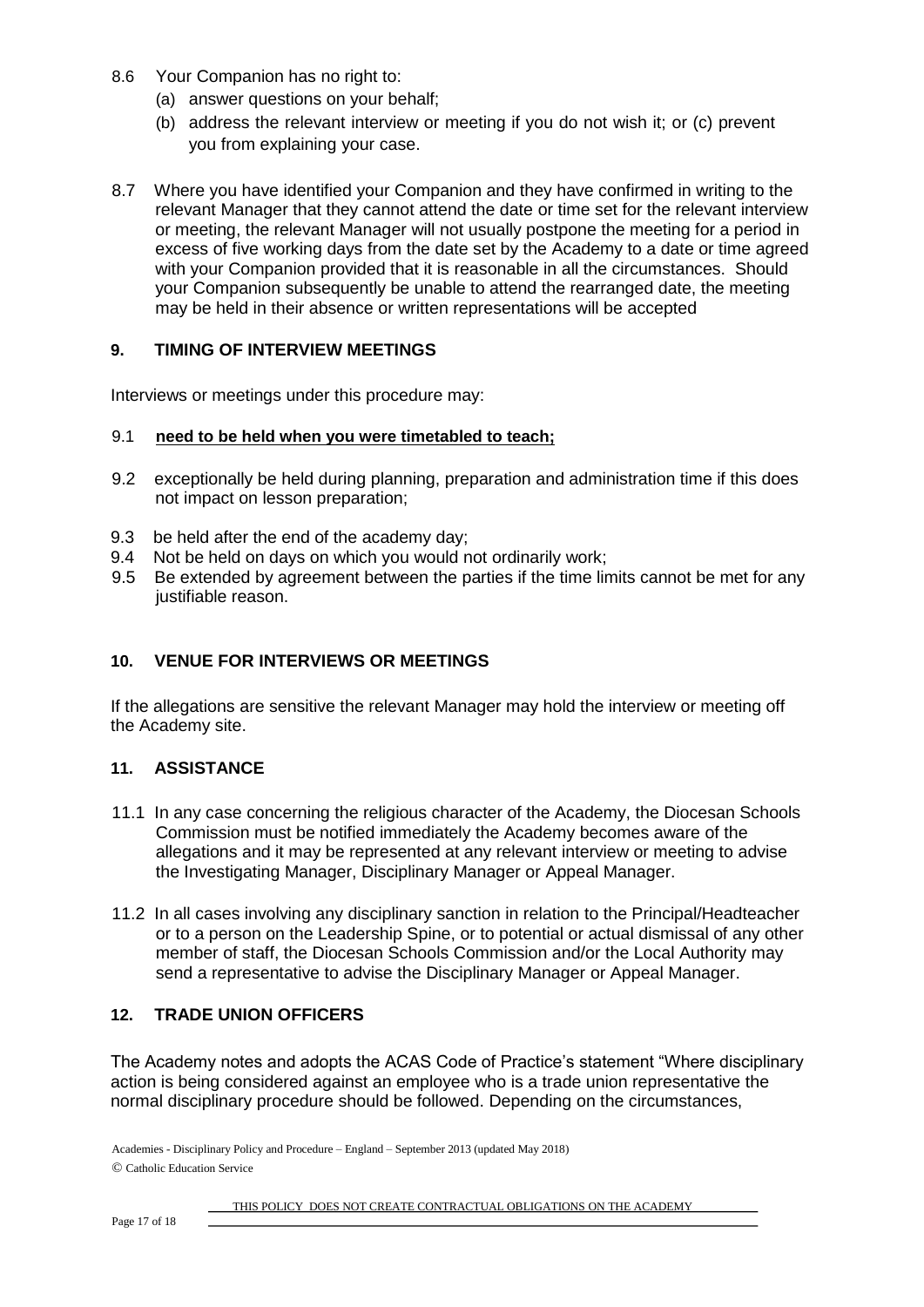8.6 Your Companion has no right to:

(a) answer questions on your behalf;

(b) address the relevant interview or meeting if you do not wish it; or (c) prevent you from explaining your case.

8.7 Where you have identified your Companion and they have confirmed in writing to the relevant Manager that they cannot attend the date or time set for the relevant interview or meeting, the relevant Manager will not usually postpone the meeting for a period in excess of five working days from the date set by the Academy to a date or time agreed with your Companion provided that it is reasonable in all the circumstances. Should your Companion subsequently be unable to attend the rearranged date, the meeting may be held in their absence or written representations will be accepted

## 9. TIMING OF INTERVIEW MEETINGS

Interviews or meetings under this procedure may:

9.1 **need to be held when you were timetabled to teach;**

9.2 exceptionally be held during planning, preparation and administration time if this does not impact on lesson preparation;

9.3 be held after the end of the academy day;

9.4 Not be held on days on which you would not ordinarily work;

9.5 Be extended by agreement between the parties if the time limits cannot be met for any justifiable reason.

## 10. VENUE FOR INTERVIEWS OR MEETINGS

If the allegations are sensitive the relevant Manager may hold the interview or meeting off the Academy site.

## 11. ASSISTANCE

11.1 In any case concerning the religious character of the Academy, the Diocesan Schools Commission must be notified immediately the Academy becomes aware of the allegations and it may be represented at any relevant interview or meeting to advise the Investigating Manager, Disciplinary Manager or Appeal Manager.

11.2 In all cases involving any disciplinary sanction in relation to the Principal/Headteacher or to a person on the Leadership Spine, or to potential or actual dismissal of any other member of staff, the Diocesan Schools Commission and/or the Local Authority may send a representative to advise the Disciplinary Manager or Appeal Manager.

## 12. TRADE UNION OFFICERS

The Academy notes and adopts the ACAS Code of Practice's statement "Where disciplinary action is being considered against an employee who is a trade union representative the normal disciplinary procedure should be followed. Depending on the circumstances,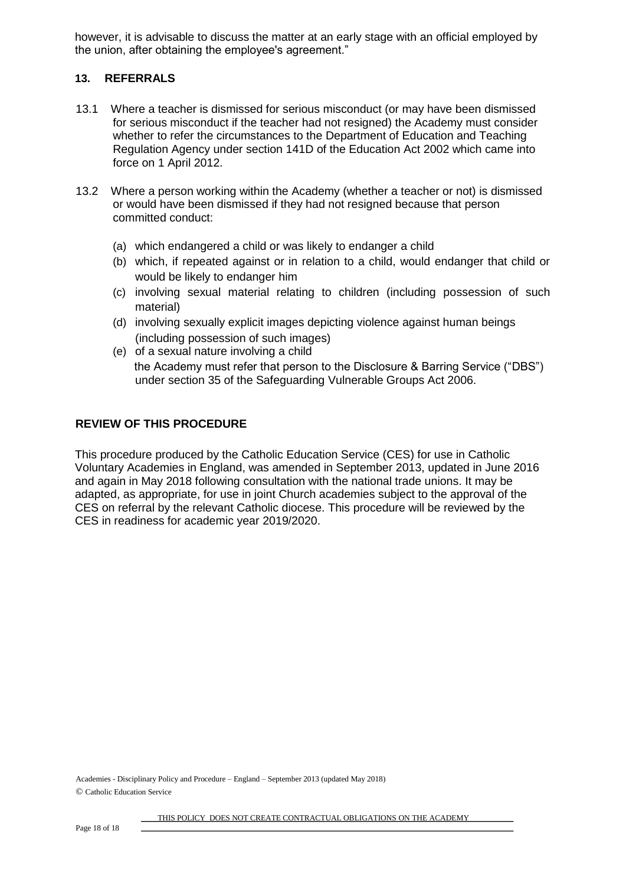however, it is advisable to discuss the matter at an early stage with an official employed by the union, after obtaining the employee's agreement."

## 13. REFERRALS

13.1 Where a teacher is dismissed for serious misconduct (or may have been dismissed for serious misconduct if the teacher had not resigned) the Academy must consider whether to refer the circumstances to the Department of Education and Teaching Regulation Agency under section 141D of the Education Act 2002 which came into force on 1 April 2012.

13.2 Where a person working within the Academy (whether a teacher or not) is dismissed or would have been dismissed if they had not resigned because that person committed conduct:

(a) which endangered a child or was likely to endanger a child
(b) which, if repeated against or in relation to a child, would endanger that child or would be likely to endanger him
(c) involving sexual material relating to children (including possession of such material)
(d) involving sexually explicit images depicting violence against human beings (including possession of such images)
(e) of a sexual nature involving a child

the Academy must refer that person to the Disclosure & Barring Service ("DBS") under section 35 of the Safeguarding Vulnerable Groups Act 2006.

## REVIEW OF THIS PROCEDURE

This procedure produced by the Catholic Education Service (CES) for use in Catholic Voluntary Academies in England, was amended in September 2013, updated in June 2016 and again in May 2018 following consultation with the national trade unions. It may be adapted, as appropriate, for use in joint Church academies subject to the approval of the CES on referral by the relevant Catholic diocese. This procedure will be reviewed by the CES in readiness for academic year 2019/2020.